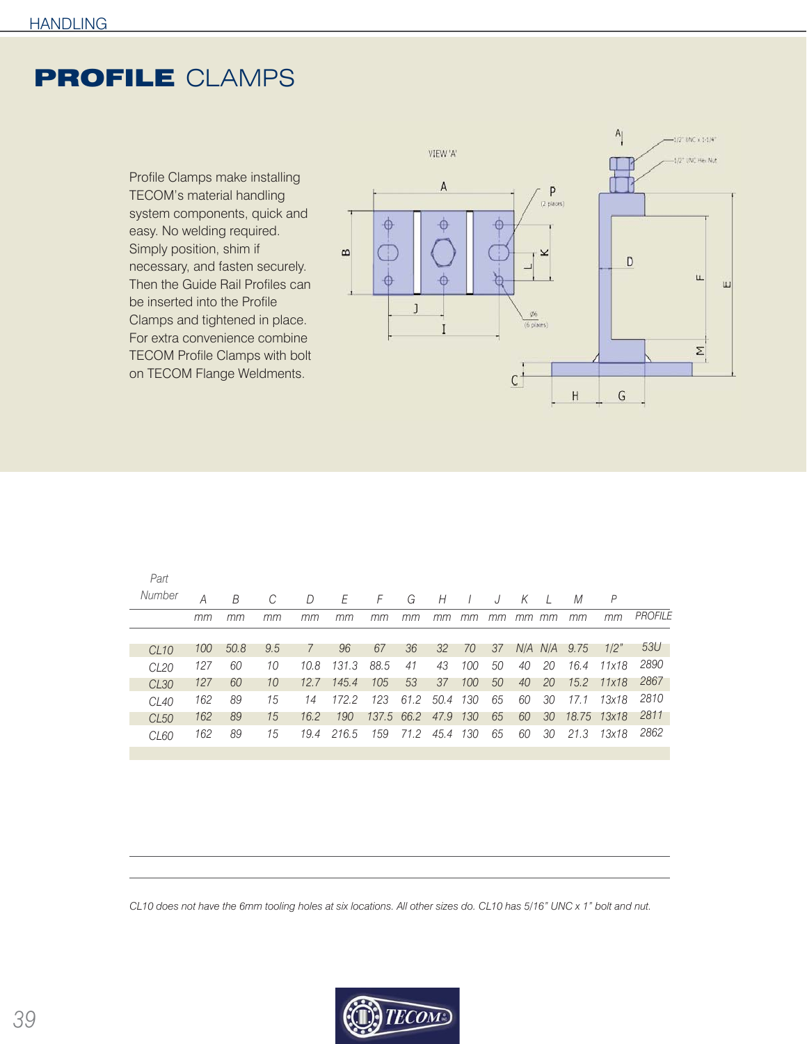# PROFILE CLAMPS

Profile Clamps make installing TECOM's material handling system components, quick and easy. No welding required. Simply position, shim if necessary, and fasten securely. Then the Guide Rail Profiles can be inserted into the Profile Clamps and tightened in place. For extra convenience combine TECOM Profile Clamps with bolt on TECOM Flange Weldments.

| Part Number | A | B | C | D | E | F | G | H | I | J | K | L | M | P | |
|---|---|---|---|---|---|---|---|---|---|---|---|---|---|---|---|
| | mm | mm | mm | mm | mm | mm | mm | mm | mm | mm | mm | mm | mm | mm | PROFILE |
| CL10 | 100 | 50.8 | 9.5 | 7 | 96 | 67 | 36 | 32 | 70 | 37 | N/A | N/A | 9.75 | 1/2" | 53U |
| CL20 | 127 | 60 | 10 | 10.8 | 131.3 | 88.5 | 41 | 43 | 100 | 50 | 40 | 20 | 16.4 | 11x18 | 2890 |
| CL30 | 127 | 60 | 10 | 12.7 | 145.4 | 105 | 53 | 37 | 100 | 50 | 40 | 20 | 15.2 | 11x18 | 2867 |
| CL40 | 162 | 89 | 15 | 14 | 172.2 | 123 | 61.2 | 50.4 | 130 | 65 | 60 | 30 | 17.1 | 13x18 | 2810 |
| CL50 | 162 | 89 | 15 | 16.2 | 190 | 137.5 | 66.2 | 47.9 | 130 | 65 | 60 | 30 | 18.75 | 13x18 | 2811 |
| CL60 | 162 | 89 | 15 | 19.4 | 216.5 | 159 | 71.2 | 45.4 | 130 | 65 | 60 | 30 | 21.3 | 13x18 | 2862 |

*CL10 does not have the 6mm tooling holes at six locations. All other sizes do. CL10 has 5/16" UNC x 1" bolt and nut.*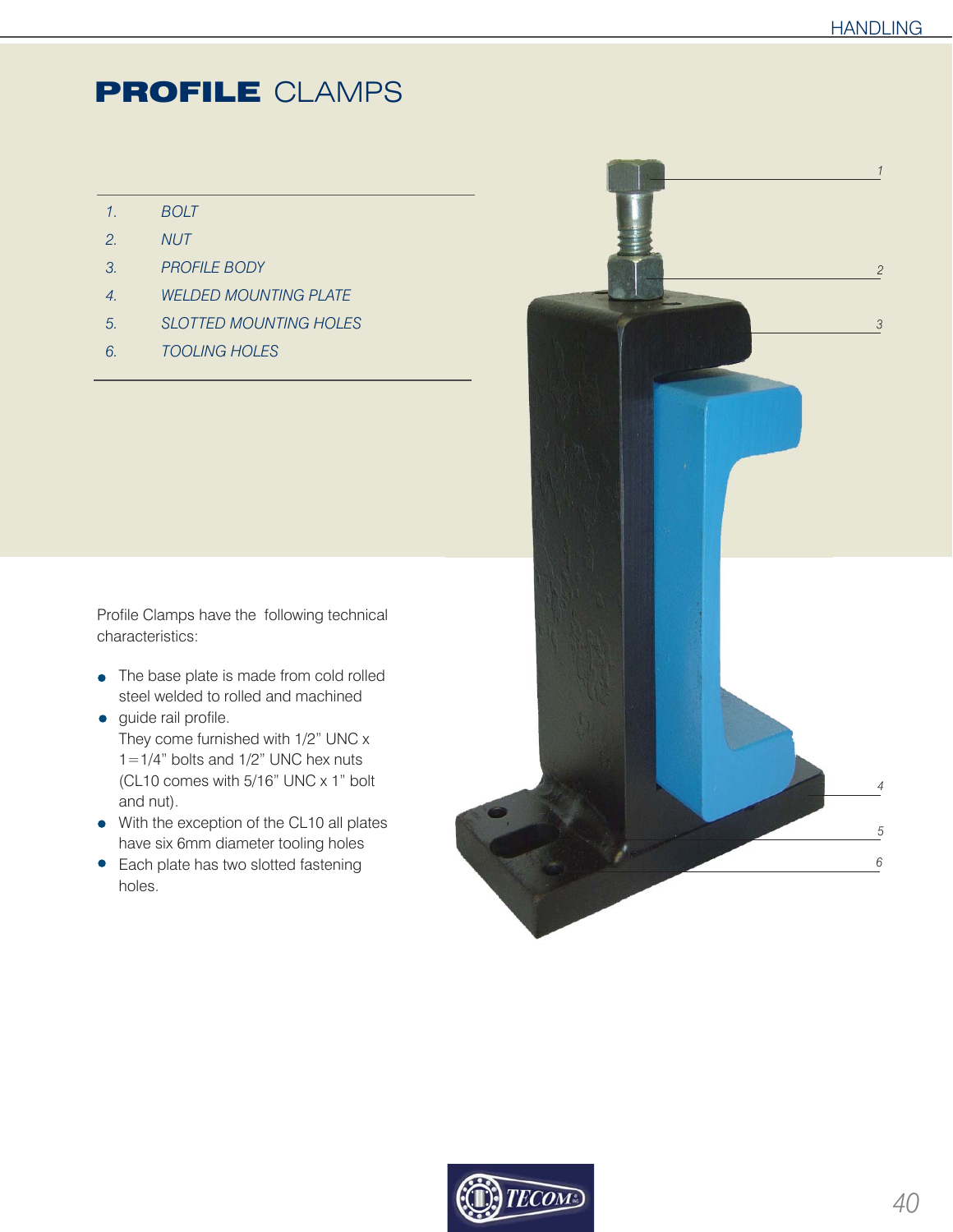# **PROFILE** CLAMPS

1. *BOLT*
2. *NUT*
3. *PROFILE BODY*
4. *WELDED MOUNTING PLATE*
5. *SLOTTED MOUNTING HOLES*
6. *TOOLING HOLES*

1

2

3

4

5

6

Profile Clamps have the following technical characteristics:

- The base plate is made from cold rolled steel welded to rolled and machined
- guide rail profile.
  They come furnished with 1/2" UNC x 1=1/4" bolts and 1/2" UNC hex nuts (CL10 comes with 5/16" UNC x 1" bolt and nut).
- With the exception of the CL10 all plates have six 6mm diameter tooling holes
- Each plate has two slotted fastening holes.